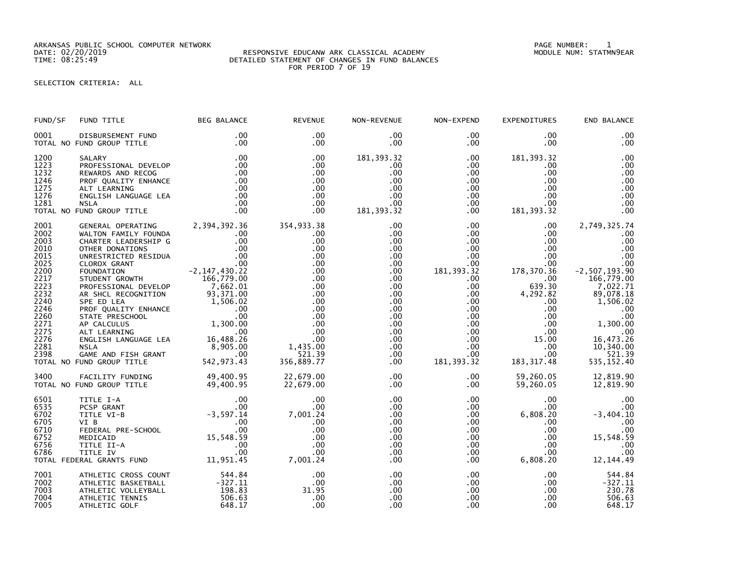ARKANSAS PUBLIC SCHOOL COMPUTER NETWORK
DATE: 02/20/2019
TIME: 08:25:49

RESPONSIVE EDUCANW ARK CLASSICAL ACADEMY
DETAILED STATEMENT OF CHANGES IN FUND BALANCES
FOR PERIOD 7 OF 19

PAGE NUMBER: 1
MODULE NUM: STATMN9EAR

SELECTION CRITERIA: ALL

| FUND/SF | FUND TITLE | BEG BALANCE | REVENUE | NON-REVENUE | NON-EXPEND | EXPENDITURES | END BALANCE |
|---|---|---|---|---|---|---|---|
| 0001 | DISBURSEMENT FUND | .00 | .00 | .00 | .00 | .00 | .00 |
| TOTAL NO FUND GROUP TITLE | | .00 | .00 | .00 | .00 | .00 | .00 |
| 1200 | SALARY | .00 | .00 | 181,393.32 | .00 | 181,393.32 | .00 |
| 1223 | PROFESSIONAL DEVELOP | .00 | .00 | .00 | .00 | .00 | .00 |
| 1232 | REWARDS AND RECOG | .00 | .00 | .00 | .00 | .00 | .00 |
| 1246 | PROF QUALITY ENHANCE | .00 | .00 | .00 | .00 | .00 | .00 |
| 1275 | ALT LEARNING | .00 | .00 | .00 | .00 | .00 | .00 |
| 1276 | ENGLISH LANGUAGE LEA | .00 | .00 | .00 | .00 | .00 | .00 |
| 1281 | NSLA | .00 | .00 | .00 | .00 | .00 | .00 |
| TOTAL NO FUND GROUP TITLE | | .00 | .00 | 181,393.32 | .00 | 181,393.32 | .00 |
| 2001 | GENERAL OPERATING | 2,394,392.36 | 354,933.38 | .00 | .00 | .00 | 2,749,325.74 |
| 2002 | WALTON FAMILY FOUNDA | .00 | .00 | .00 | .00 | .00 | .00 |
| 2003 | CHARTER LEADERSHIP G | .00 | .00 | .00 | .00 | .00 | .00 |
| 2010 | OTHER DONATIONS | .00 | .00 | .00 | .00 | .00 | .00 |
| 2015 | UNRESTRICTED RESIDUA | .00 | .00 | .00 | .00 | .00 | .00 |
| 2025 | CLOROX GRANT | .00 | .00 | .00 | .00 | .00 | .00 |
| 2200 | FOUNDATION | -2,147,430.22 | .00 | .00 | 181,393.32 | 178,370.36 | -2,507,193.90 |
| 2217 | STUDENT GROWTH | 166,779.00 | .00 | .00 | .00 | .00 | 166,779.00 |
| 2223 | PROFESSIONAL DEVELOP | 7,662.01 | .00 | .00 | .00 | 639.30 | 7,022.71 |
| 2232 | AR SHCL RECOGNITION | 93,371.00 | .00 | .00 | .00 | 4,292.82 | 89,078.18 |
| 2240 | SPE ED LEA | 1,506.02 | .00 | .00 | .00 | .00 | 1,506.02 |
| 2246 | PROF QUALITY ENHANCE | .00 | .00 | .00 | .00 | .00 | .00 |
| 2260 | STATE PRESCHOOL | .00 | .00 | .00 | .00 | .00 | .00 |
| 2271 | AP CALCULUS | 1,300.00 | .00 | .00 | .00 | .00 | 1,300.00 |
| 2275 | ALT LEARNING | .00 | .00 | .00 | .00 | .00 | .00 |
| 2276 | ENGLISH LANGUAGE LEA | 16,488.26 | .00 | .00 | .00 | 15.00 | 16,473.26 |
| 2281 | NSLA | 8,905.00 | 1,435.00 | .00 | .00 | .00 | 10,340.00 |
| 2398 | GAME AND FISH GRANT | .00 | 521.39 | .00 | .00 | .00 | 521.39 |
| TOTAL NO FUND GROUP TITLE | | 542,973.43 | 356,889.77 | .00 | 181,393.32 | 183,317.48 | 535,152.40 |
| 3400 | FACILITY FUNDING | 49,400.95 | 22,679.00 | .00 | .00 | 59,260.05 | 12,819.90 |
| TOTAL NO FUND GROUP TITLE | | 49,400.95 | 22,679.00 | .00 | .00 | 59,260.05 | 12,819.90 |
| 6501 | TITLE I-A | .00 | .00 | .00 | .00 | .00 | .00 |
| 6535 | PCSP GRANT | .00 | .00 | .00 | .00 | .00 | .00 |
| 6702 | TITLE VI-B | -3,597.14 | 7,001.24 | .00 | .00 | 6,808.20 | -3,404.10 |
| 6705 | VI B | .00 | .00 | .00 | .00 | .00 | .00 |
| 6710 | FEDERAL PRE-SCHOOL | .00 | .00 | .00 | .00 | .00 | .00 |
| 6752 | MEDICAID | 15,548.59 | .00 | .00 | .00 | .00 | 15,548.59 |
| 6756 | TITLE II-A | .00 | .00 | .00 | .00 | .00 | .00 |
| 6786 | TITLE IV | .00 | .00 | .00 | .00 | .00 | .00 |
| TOTAL FEDERAL GRANTS FUND | | 11,951.45 | 7,001.24 | .00 | .00 | 6,808.20 | 12,144.49 |
| 7001 | ATHLETIC CROSS COUNT | 544.84 | .00 | .00 | .00 | .00 | 544.84 |
| 7002 | ATHLETIC BASKETBALL | -327.11 | .00 | .00 | .00 | .00 | -327.11 |
| 7003 | ATHLETIC VOLLEYBALL | 198.83 | 31.95 | .00 | .00 | .00 | 230.78 |
| 7004 | ATHLETIC TENNIS | 506.63 | .00 | .00 | .00 | .00 | 506.63 |
| 7005 | ATHLETIC GOLF | 648.17 | .00 | .00 | .00 | .00 | 648.17 |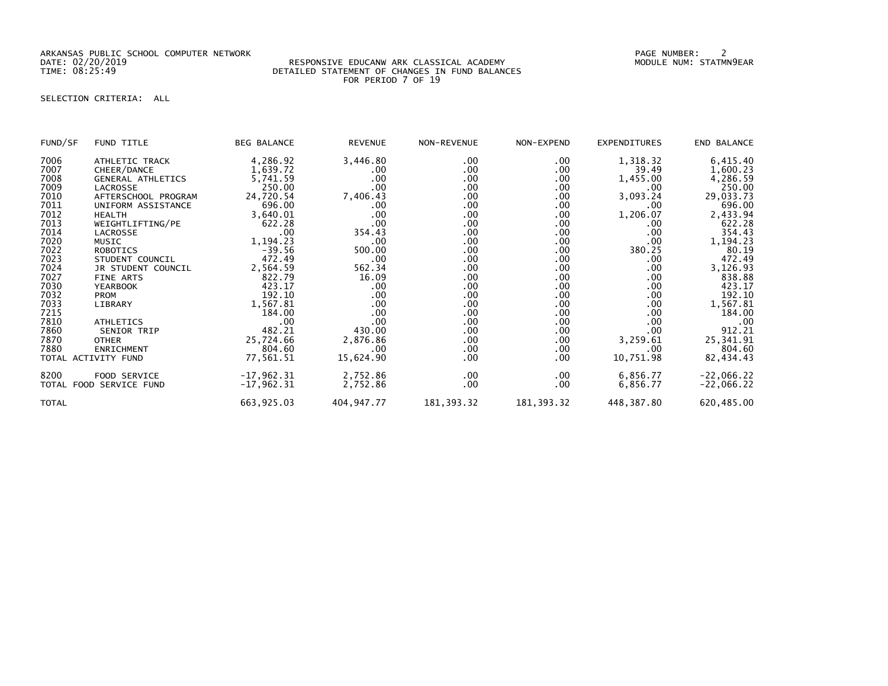ARKANSAS PUBLIC SCHOOL COMPUTER NETWORK

DATE: 02/20/2019

TIME: 08:25:49

RESPONSIVE EDUCANW ARK CLASSICAL ACADEMY

DETAILED STATEMENT OF CHANGES IN FUND BALANCES

FOR PERIOD 7 OF 19

MODULE NUM: STATMN9EAR

SELECTION CRITERIA: ALL

| FUND/SF | FUND TITLE | BEG BALANCE | REVENUE | NON-REVENUE | NON-EXPEND | EXPENDITURES | END BALANCE |
|---|---|---|---|---|---|---|---|
| 7006 | ATHLETIC TRACK | 4,286.92 | 3,446.80 | .00 | .00 | 1,318.32 | 6,415.40 |
| 7007 | CHEER/DANCE | 1,639.72 | .00 | .00 | .00 | 39.49 | 1,600.23 |
| 7008 | GENERAL ATHLETICS | 5,741.59 | .00 | .00 | .00 | 1,455.00 | 4,286.59 |
| 7009 | LACROSSE | 250.00 | .00 | .00 | .00 | .00 | 250.00 |
| 7010 | AFTERSCHOOL PROGRAM | 24,720.54 | 7,406.43 | .00 | .00 | 3,093.24 | 29,033.73 |
| 7011 | UNIFORM ASSISTANCE | 696.00 | .00 | .00 | .00 | .00 | 696.00 |
| 7012 | HEALTH | 3,640.01 | .00 | .00 | .00 | 1,206.07 | 2,433.94 |
| 7013 | WEIGHTLIFTING/PE | 622.28 | .00 | .00 | .00 | .00 | 622.28 |
| 7014 | LACROSSE | .00 | 354.43 | .00 | .00 | .00 | 354.43 |
| 7020 | MUSIC | 1,194.23 | .00 | .00 | .00 | .00 | 1,194.23 |
| 7022 | ROBOTICS | -39.56 | 500.00 | .00 | .00 | 380.25 | 80.19 |
| 7023 | STUDENT COUNCIL | 472.49 | .00 | .00 | .00 | .00 | 472.49 |
| 7024 | JR STUDENT COUNCIL | 2,564.59 | 562.34 | .00 | .00 | .00 | 3,126.93 |
| 7027 | FINE ARTS | 822.79 | 16.09 | .00 | .00 | .00 | 838.88 |
| 7030 | YEARBOOK | 423.17 | .00 | .00 | .00 | .00 | 423.17 |
| 7032 | PROM | 192.10 | .00 | .00 | .00 | .00 | 192.10 |
| 7033 | LIBRARY | 1,567.81 | .00 | .00 | .00 | .00 | 1,567.81 |
| 7215 | | 184.00 | .00 | .00 | .00 | .00 | 184.00 |
| 7810 | ATHLETICS | .00 | .00 | .00 | .00 | .00 | .00 |
| 7860 | SENIOR TRIP | 482.21 | 430.00 | .00 | .00 | .00 | 912.21 |
| 7870 | OTHER | 25,724.66 | 2,876.86 | .00 | .00 | 3,259.61 | 25,341.91 |
| 7880 | ENRICHMENT | 804.60 | .00 | .00 | .00 | .00 | 804.60 |
| TOTAL ACTIVITY FUND | | 77,561.51 | 15,624.90 | .00 | .00 | 10,751.98 | 82,434.43 |
| 8200 | FOOD SERVICE | -17,962.31 | 2,752.86 | .00 | .00 | 6,856.77 | -22,066.22 |
| TOTAL FOOD SERVICE FUND | | -17,962.31 | 2,752.86 | .00 | .00 | 6,856.77 | -22,066.22 |
| TOTAL | | 663,925.03 | 404,947.77 | 181,393.32 | 181,393.32 | 448,387.80 | 620,485.00 |